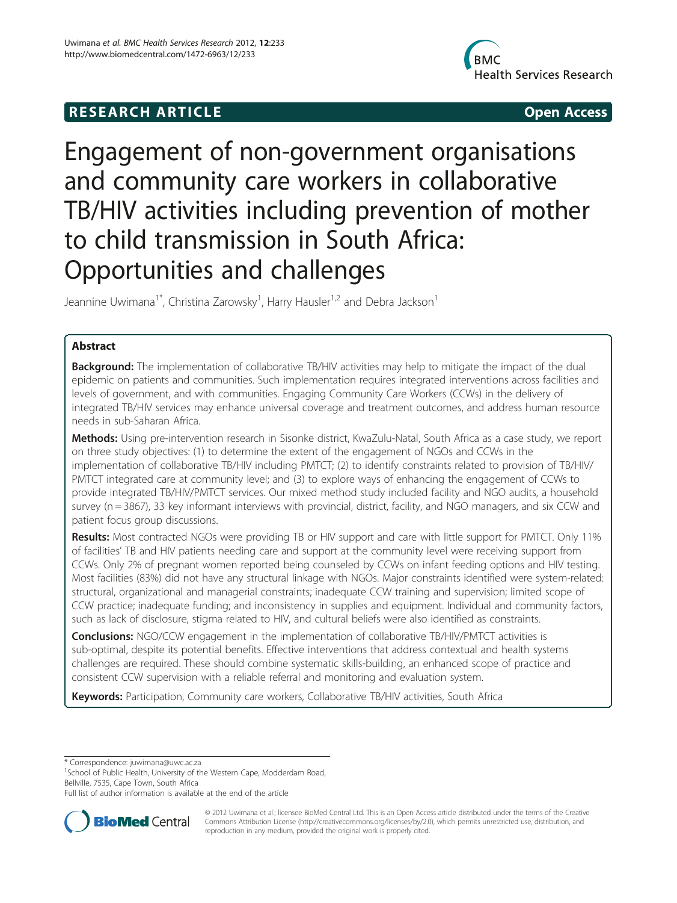RESEARCH ARTICLE **Open Access**

# Engagement of non-government organisations and community care workers in collaborative TB/HIV activities including prevention of mother to child transmission in South Africa: Opportunities and challenges

Jeannine Uwimana[1*], Christina Zarowsky[1], Harry Hausler[1,2] and Debra Jackson[1]

## Abstract

**Background:** The implementation of collaborative TB/HIV activities may help to mitigate the impact of the dual epidemic on patients and communities. Such implementation requires integrated interventions across facilities and levels of government, and with communities. Engaging Community Care Workers (CCWs) in the delivery of integrated TB/HIV services may enhance universal coverage and treatment outcomes, and address human resource needs in sub-Saharan Africa.

**Methods:** Using pre-intervention research in Sisonke district, KwaZulu-Natal, South Africa as a case study, we report on three study objectives: (1) to determine the extent of the engagement of NGOs and CCWs in the implementation of collaborative TB/HIV including PMTCT; (2) to identify constraints related to provision of TB/HIV/PMTCT integrated care at community level; and (3) to explore ways of enhancing the engagement of CCWs to provide integrated TB/HIV/PMTCT services. Our mixed method study included facility and NGO audits, a household survey (n = 3867), 33 key informant interviews with provincial, district, facility, and NGO managers, and six CCW and patient focus group discussions.

**Results:** Most contracted NGOs were providing TB or HIV support and care with little support for PMTCT. Only 11% of facilities' TB and HIV patients needing care and support at the community level were receiving support from CCWs. Only 2% of pregnant women reported being counseled by CCWs on infant feeding options and HIV testing. Most facilities (83%) did not have any structural linkage with NGOs. Major constraints identified were system-related: structural, organizational and managerial constraints; inadequate CCW training and supervision; limited scope of CCW practice; inadequate funding; and inconsistency in supplies and equipment. Individual and community factors, such as lack of disclosure, stigma related to HIV, and cultural beliefs were also identified as constraints.

**Conclusions:** NGO/CCW engagement in the implementation of collaborative TB/HIV/PMTCT activities is sub-optimal, despite its potential benefits. Effective interventions that address contextual and health systems challenges are required. These should combine systematic skills-building, an enhanced scope of practice and consistent CCW supervision with a reliable referral and monitoring and evaluation system.

**Keywords:** Participation, Community care workers, Collaborative TB/HIV activities, South Africa

---

\* Correspondence: juwimana@uwc.ac.za
[1]School of Public Health, University of the Western Cape, Modderdam Road, Bellville, 7535, Cape Town, South Africa
Full list of author information is available at the end of the article

© 2012 Uwimana et al.; licensee BioMed Central Ltd. This is an Open Access article distributed under the terms of the Creative Commons Attribution License (http://creativecommons.org/licenses/by/2.0), which permits unrestricted use, distribution, and reproduction in any medium, provided the original work is properly cited.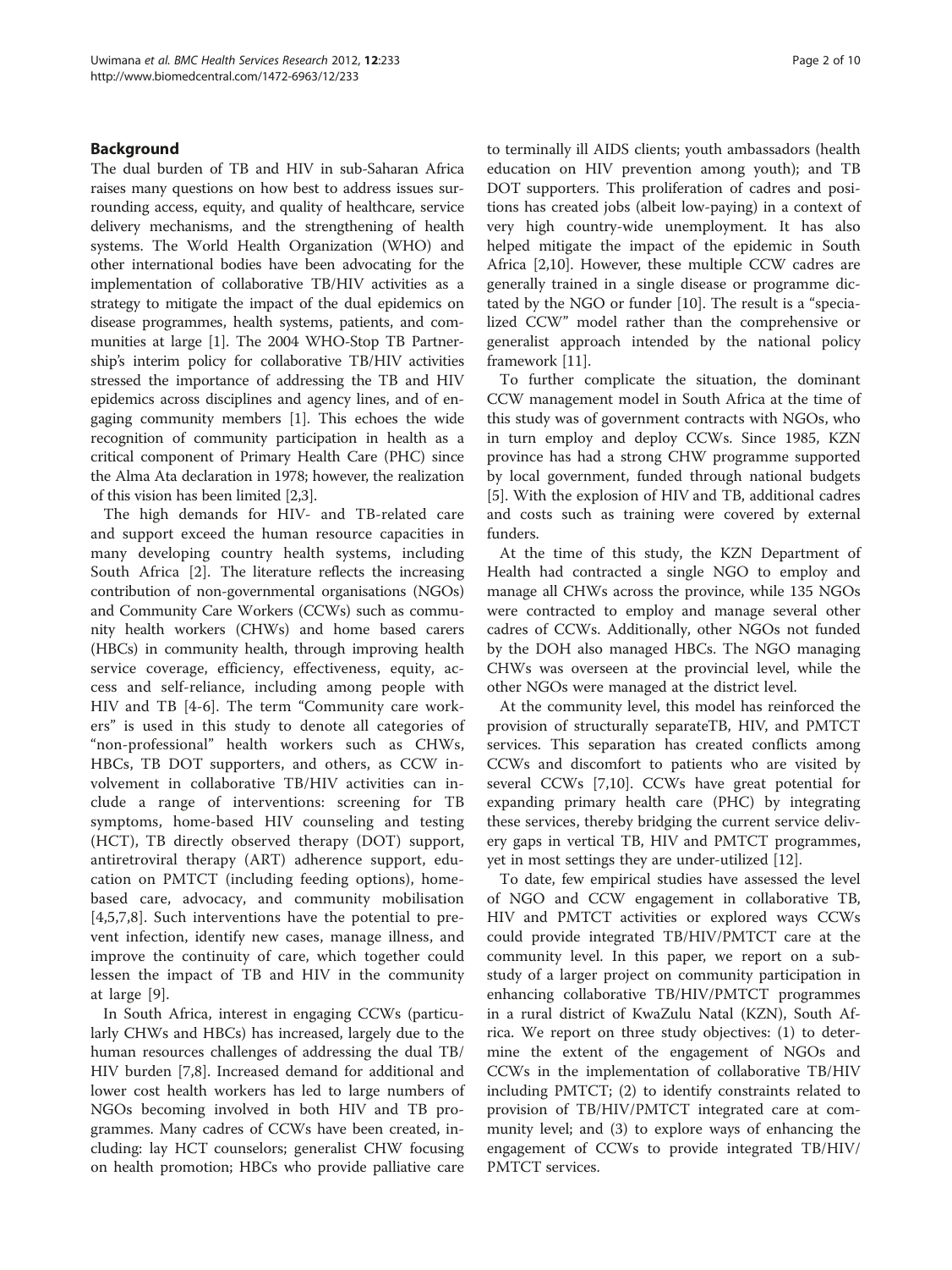## Background

The dual burden of TB and HIV in sub-Saharan Africa raises many questions on how best to address issues surrounding access, equity, and quality of healthcare, service delivery mechanisms, and the strengthening of health systems. The World Health Organization (WHO) and other international bodies have been advocating for the implementation of collaborative TB/HIV activities as a strategy to mitigate the impact of the dual epidemics on disease programmes, health systems, patients, and communities at large [1]. The 2004 WHO-Stop TB Partnership's interim policy for collaborative TB/HIV activities stressed the importance of addressing the TB and HIV epidemics across disciplines and agency lines, and of engaging community members [1]. This echoes the wide recognition of community participation in health as a critical component of Primary Health Care (PHC) since the Alma Ata declaration in 1978; however, the realization of this vision has been limited [2,3].

The high demands for HIV- and TB-related care and support exceed the human resource capacities in many developing country health systems, including South Africa [2]. The literature reflects the increasing contribution of non-governmental organisations (NGOs) and Community Care Workers (CCWs) such as community health workers (CHWs) and home based carers (HBCs) in community health, through improving health service coverage, efficiency, effectiveness, equity, access and self-reliance, including among people with HIV and TB [4-6]. The term "Community care workers" is used in this study to denote all categories of "non-professional" health workers such as CHWs, HBCs, TB DOT supporters, and others, as CCW involvement in collaborative TB/HIV activities can include a range of interventions: screening for TB symptoms, home-based HIV counseling and testing (HCT), TB directly observed therapy (DOT) support, antiretroviral therapy (ART) adherence support, education on PMTCT (including feeding options), home-based care, advocacy, and community mobilisation [4,5,7,8]. Such interventions have the potential to prevent infection, identify new cases, manage illness, and improve the continuity of care, which together could lessen the impact of TB and HIV in the community at large [9].

In South Africa, interest in engaging CCWs (particularly CHWs and HBCs) has increased, largely due to the human resources challenges of addressing the dual TB/HIV burden [7,8]. Increased demand for additional and lower cost health workers has led to large numbers of NGOs becoming involved in both HIV and TB programmes. Many cadres of CCWs have been created, including: lay HCT counselors; generalist CHW focusing on health promotion; HBCs who provide palliative care to terminally ill AIDS clients; youth ambassadors (health education on HIV prevention among youth); and TB DOT supporters. This proliferation of cadres and positions has created jobs (albeit low-paying) in a context of very high country-wide unemployment. It has also helped mitigate the impact of the epidemic in South Africa [2,10]. However, these multiple CCW cadres are generally trained in a single disease or programme dictated by the NGO or funder [10]. The result is a "specialized CCW" model rather than the comprehensive or generalist approach intended by the national policy framework [11].

To further complicate the situation, the dominant CCW management model in South Africa at the time of this study was of government contracts with NGOs, who in turn employ and deploy CCWs. Since 1985, KZN province has had a strong CHW programme supported by local government, funded through national budgets [5]. With the explosion of HIV and TB, additional cadres and costs such as training were covered by external funders.

At the time of this study, the KZN Department of Health had contracted a single NGO to employ and manage all CHWs across the province, while 135 NGOs were contracted to employ and manage several other cadres of CCWs. Additionally, other NGOs not funded by the DOH also managed HBCs. The NGO managing CHWs was overseen at the provincial level, while the other NGOs were managed at the district level.

At the community level, this model has reinforced the provision of structurally separateTB, HIV, and PMTCT services. This separation has created conflicts among CCWs and discomfort to patients who are visited by several CCWs [7,10]. CCWs have great potential for expanding primary health care (PHC) by integrating these services, thereby bridging the current service delivery gaps in vertical TB, HIV and PMTCT programmes, yet in most settings they are under-utilized [12].

To date, few empirical studies have assessed the level of NGO and CCW engagement in collaborative TB, HIV and PMTCT activities or explored ways CCWs could provide integrated TB/HIV/PMTCT care at the community level. In this paper, we report on a sub-study of a larger project on community participation in enhancing collaborative TB/HIV/PMTCT programmes in a rural district of KwaZulu Natal (KZN), South Africa. We report on three study objectives: (1) to determine the extent of the engagement of NGOs and CCWs in the implementation of collaborative TB/HIV including PMTCT; (2) to identify constraints related to provision of TB/HIV/PMTCT integrated care at community level; and (3) to explore ways of enhancing the engagement of CCWs to provide integrated TB/HIV/PMTCT services.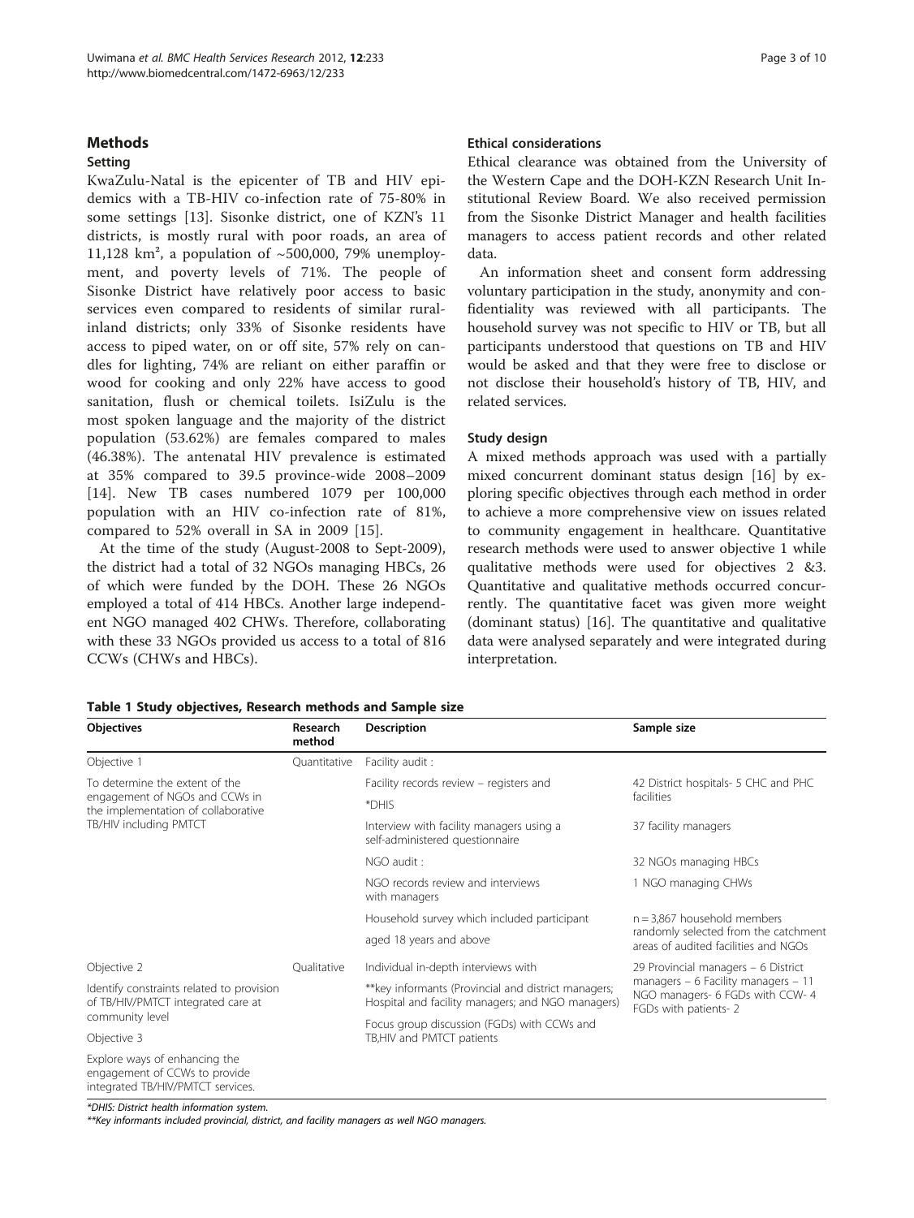## Methods

### Setting

KwaZulu-Natal is the epicenter of TB and HIV epidemics with a TB-HIV co-infection rate of 75-80% in some settings [13]. Sisonke district, one of KZN's 11 districts, is mostly rural with poor roads, an area of 11,128 km², a population of ~500,000, 79% unemployment, and poverty levels of 71%. The people of Sisonke District have relatively poor access to basic services even compared to residents of similar rural-inland districts; only 33% of Sisonke residents have access to piped water, on or off site, 57% rely on candles for lighting, 74% are reliant on either paraffin or wood for cooking and only 22% have access to good sanitation, flush or chemical toilets. IsiZulu is the most spoken language and the majority of the district population (53.62%) are females compared to males (46.38%). The antenatal HIV prevalence is estimated at 35% compared to 39.5 province-wide 2008–2009 [14]. New TB cases numbered 1079 per 100,000 population with an HIV co-infection rate of 81%, compared to 52% overall in SA in 2009 [15].

At the time of the study (August-2008 to Sept-2009), the district had a total of 32 NGOs managing HBCs, 26 of which were funded by the DOH. These 26 NGOs employed a total of 414 HBCs. Another large independent NGO managed 402 CHWs. Therefore, collaborating with these 33 NGOs provided us access to a total of 816 CCWs (CHWs and HBCs).

### Ethical considerations

Ethical clearance was obtained from the University of the Western Cape and the DOH-KZN Research Unit Institutional Review Board. We also received permission from the Sisonke District Manager and health facilities managers to access patient records and other related data.

An information sheet and consent form addressing voluntary participation in the study, anonymity and confidentiality was reviewed with all participants. The household survey was not specific to HIV or TB, but all participants understood that questions on TB and HIV would be asked and that they were free to disclose or not disclose their household's history of TB, HIV, and related services.

### Study design

A mixed methods approach was used with a partially mixed concurrent dominant status design [16] by exploring specific objectives through each method in order to achieve a more comprehensive view on issues related to community engagement in healthcare. Quantitative research methods were used to answer objective 1 while qualitative methods were used for objectives 2 &3. Quantitative and qualitative methods occurred concurrently. The quantitative facet was given more weight (dominant status) [16]. The quantitative and qualitative data were analysed separately and were integrated during interpretation.

**Table 1 Study objectives, Research methods and Sample size**

| Objectives | Research method | Description | Sample size |
|---|---|---|---|
| Objective 1 | Quantitative | Facility audit : | |
| To determine the extent of the engagement of NGOs and CCWs in the implementation of collaborative TB/HIV including PMTCT | | Facility records review – registers and *DHIS | 42 District hospitals- 5 CHC and PHC facilities |
| | | Interview with facility managers using a self-administered questionnaire | 37 facility managers |
| | | NGO audit : | 32 NGOs managing HBCs |
| | | NGO records review and interviews with managers | 1 NGO managing CHWs |
| | | Household survey which included participant aged 18 years and above | n = 3,867 household members randomly selected from the catchment areas of audited facilities and NGOs |
| Objective 2 | Qualitative | Individual in-depth interviews with **key informants (Provincial and district managers; Hospital and facility managers; and NGO managers) | 29 Provincial managers – 6 District managers – 6 Facility managers – 11 NGO managers- 6 FGDs with CCW- 4 FGDs with patients- 2 |
| Identify constraints related to provision of TB/HIV/PMTCT integrated care at community level | | Focus group discussion (FGDs) with CCWs and TB,HIV and PMTCT patients | |
| Objective 3 | | | |
| Explore ways of enhancing the engagement of CCWs to provide integrated TB/HIV/PMTCT services. | | | |

*DHIS: District health information system.
**Key informants included provincial, district, and facility managers as well NGO managers.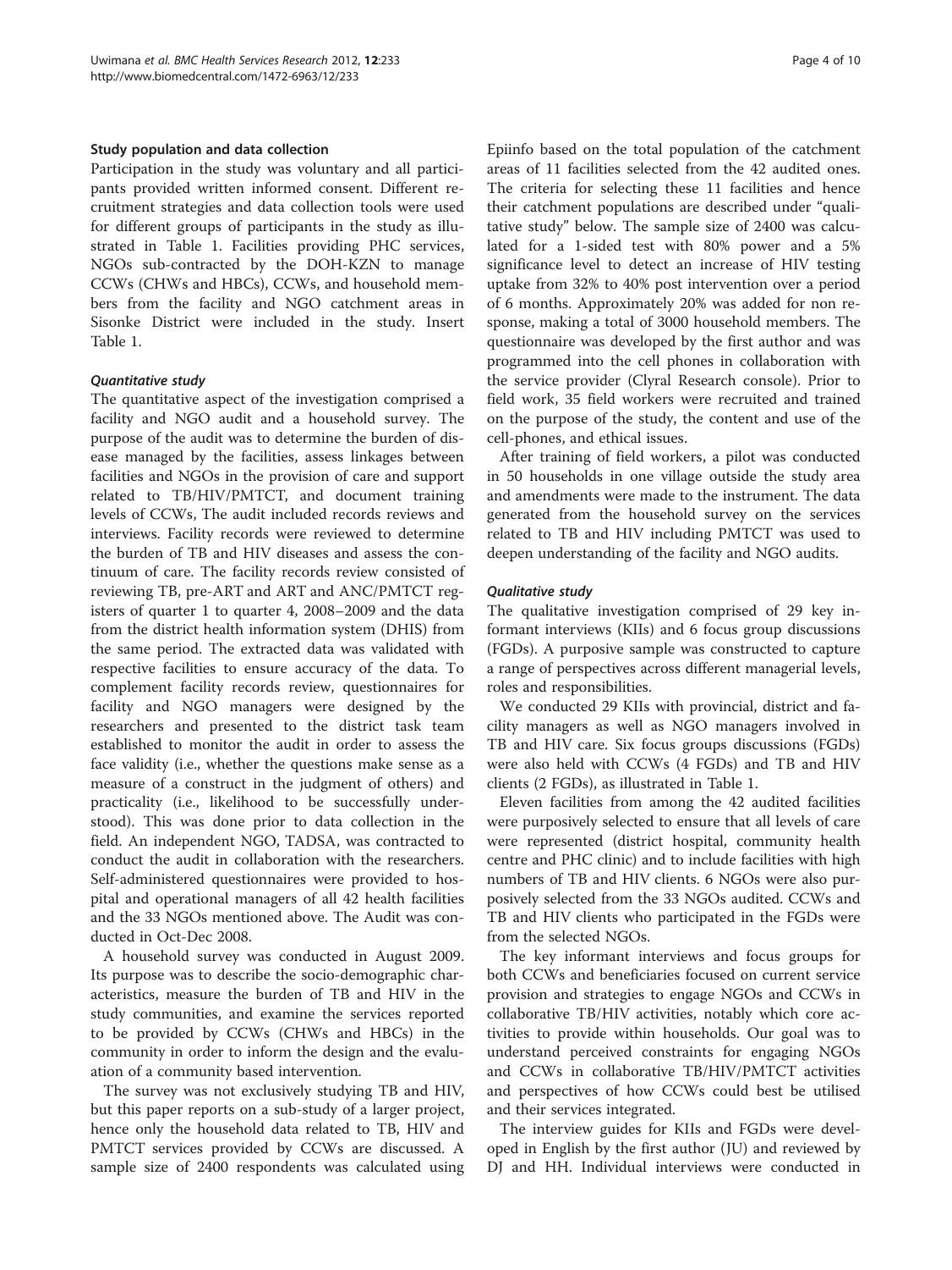### Study population and data collection

Participation in the study was voluntary and all participants provided written informed consent. Different recruitment strategies and data collection tools were used for different groups of participants in the study as illustrated in Table 1. Facilities providing PHC services, NGOs sub-contracted by the DOH-KZN to manage CCWs (CHWs and HBCs), CCWs, and household members from the facility and NGO catchment areas in Sisonke District were included in the study. Insert Table 1.

#### *Quantitative study*

The quantitative aspect of the investigation comprised a facility and NGO audit and a household survey. The purpose of the audit was to determine the burden of disease managed by the facilities, assess linkages between facilities and NGOs in the provision of care and support related to TB/HIV/PMTCT, and document training levels of CCWs, The audit included records reviews and interviews. Facility records were reviewed to determine the burden of TB and HIV diseases and assess the continuum of care. The facility records review consisted of reviewing TB, pre-ART and ART and ANC/PMTCT registers of quarter 1 to quarter 4, 2008–2009 and the data from the district health information system (DHIS) from the same period. The extracted data was validated with respective facilities to ensure accuracy of the data. To complement facility records review, questionnaires for facility and NGO managers were designed by the researchers and presented to the district task team established to monitor the audit in order to assess the face validity (i.e., whether the questions make sense as a measure of a construct in the judgment of others) and practicality (i.e., likelihood to be successfully understood). This was done prior to data collection in the field. An independent NGO, TADSA, was contracted to conduct the audit in collaboration with the researchers. Self-administered questionnaires were provided to hospital and operational managers of all 42 health facilities and the 33 NGOs mentioned above. The Audit was conducted in Oct-Dec 2008.

A household survey was conducted in August 2009. Its purpose was to describe the socio-demographic characteristics, measure the burden of TB and HIV in the study communities, and examine the services reported to be provided by CCWs (CHWs and HBCs) in the community in order to inform the design and the evaluation of a community based intervention.

The survey was not exclusively studying TB and HIV, but this paper reports on a sub-study of a larger project, hence only the household data related to TB, HIV and PMTCT services provided by CCWs are discussed. A sample size of 2400 respondents was calculated using Epiinfo based on the total population of the catchment areas of 11 facilities selected from the 42 audited ones. The criteria for selecting these 11 facilities and hence their catchment populations are described under "qualitative study" below. The sample size of 2400 was calculated for a 1-sided test with 80% power and a 5% significance level to detect an increase of HIV testing uptake from 32% to 40% post intervention over a period of 6 months. Approximately 20% was added for non response, making a total of 3000 household members. The questionnaire was developed by the first author and was programmed into the cell phones in collaboration with the service provider (Clyral Research console). Prior to field work, 35 field workers were recruited and trained on the purpose of the study, the content and use of the cell-phones, and ethical issues.

After training of field workers, a pilot was conducted in 50 households in one village outside the study area and amendments were made to the instrument. The data generated from the household survey on the services related to TB and HIV including PMTCT was used to deepen understanding of the facility and NGO audits.

#### *Qualitative study*

The qualitative investigation comprised of 29 key informant interviews (KIIs) and 6 focus group discussions (FGDs). A purposive sample was constructed to capture a range of perspectives across different managerial levels, roles and responsibilities.

We conducted 29 KIIs with provincial, district and facility managers as well as NGO managers involved in TB and HIV care. Six focus groups discussions (FGDs) were also held with CCWs (4 FGDs) and TB and HIV clients (2 FGDs), as illustrated in Table 1.

Eleven facilities from among the 42 audited facilities were purposively selected to ensure that all levels of care were represented (district hospital, community health centre and PHC clinic) and to include facilities with high numbers of TB and HIV clients. 6 NGOs were also purposively selected from the 33 NGOs audited. CCWs and TB and HIV clients who participated in the FGDs were from the selected NGOs.

The key informant interviews and focus groups for both CCWs and beneficiaries focused on current service provision and strategies to engage NGOs and CCWs in collaborative TB/HIV activities, notably which core activities to provide within households. Our goal was to understand perceived constraints for engaging NGOs and CCWs in collaborative TB/HIV/PMTCT activities and perspectives of how CCWs could best be utilised and their services integrated.

The interview guides for KIIs and FGDs were developed in English by the first author (JU) and reviewed by DJ and HH. Individual interviews were conducted in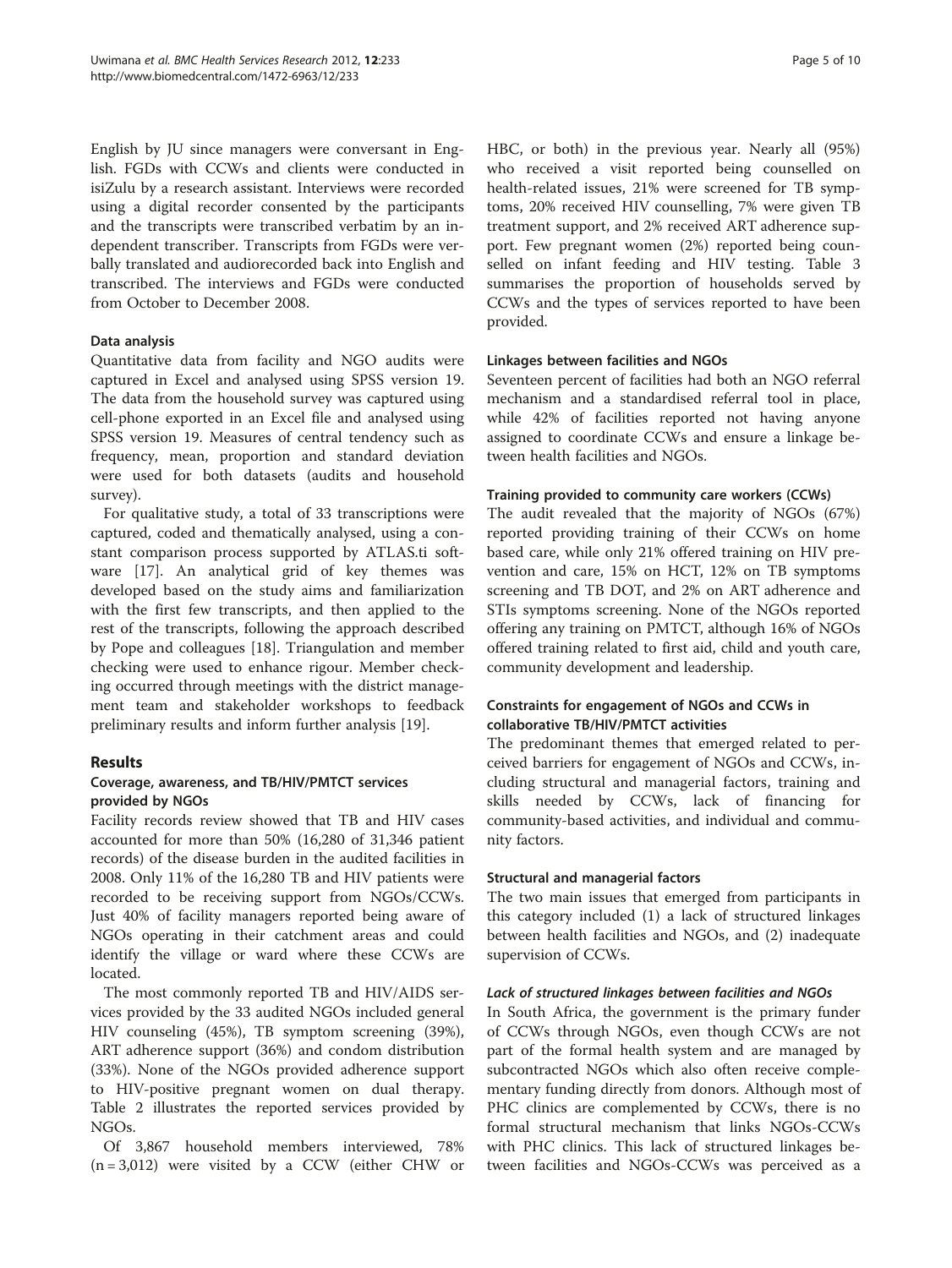English by JU since managers were conversant in English. FGDs with CCWs and clients were conducted in isiZulu by a research assistant. Interviews were recorded using a digital recorder consented by the participants and the transcripts were transcribed verbatim by an independent transcriber. Transcripts from FGDs were verbally translated and audiorecorded back into English and transcribed. The interviews and FGDs were conducted from October to December 2008.

### Data analysis

Quantitative data from facility and NGO audits were captured in Excel and analysed using SPSS version 19. The data from the household survey was captured using cell-phone exported in an Excel file and analysed using SPSS version 19. Measures of central tendency such as frequency, mean, proportion and standard deviation were used for both datasets (audits and household survey).

For qualitative study, a total of 33 transcriptions were captured, coded and thematically analysed, using a constant comparison process supported by ATLAS.ti software [17]. An analytical grid of key themes was developed based on the study aims and familiarization with the first few transcripts, and then applied to the rest of the transcripts, following the approach described by Pope and colleagues [18]. Triangulation and member checking were used to enhance rigour. Member checking occurred through meetings with the district management team and stakeholder workshops to feedback preliminary results and inform further analysis [19].

## Results

### Coverage, awareness, and TB/HIV/PMTCT services provided by NGOs

Facility records review showed that TB and HIV cases accounted for more than 50% (16,280 of 31,346 patient records) of the disease burden in the audited facilities in 2008. Only 11% of the 16,280 TB and HIV patients were recorded to be receiving support from NGOs/CCWs. Just 40% of facility managers reported being aware of NGOs operating in their catchment areas and could identify the village or ward where these CCWs are located.

The most commonly reported TB and HIV/AIDS services provided by the 33 audited NGOs included general HIV counseling (45%), TB symptom screening (39%), ART adherence support (36%) and condom distribution (33%). None of the NGOs provided adherence support to HIV-positive pregnant women on dual therapy. Table 2 illustrates the reported services provided by NGOs.

Of 3,867 household members interviewed, 78% (n = 3,012) were visited by a CCW (either CHW or HBC, or both) in the previous year. Nearly all (95%) who received a visit reported being counselled on health-related issues, 21% were screened for TB symptoms, 20% received HIV counselling, 7% were given TB treatment support, and 2% received ART adherence support. Few pregnant women (2%) reported being counselled on infant feeding and HIV testing. Table 3 summarises the proportion of households served by CCWs and the types of services reported to have been provided.

### Linkages between facilities and NGOs

Seventeen percent of facilities had both an NGO referral mechanism and a standardised referral tool in place, while 42% of facilities reported not having anyone assigned to coordinate CCWs and ensure a linkage between health facilities and NGOs.

### Training provided to community care workers (CCWs)

The audit revealed that the majority of NGOs (67%) reported providing training of their CCWs on home based care, while only 21% offered training on HIV prevention and care, 15% on HCT, 12% on TB symptoms screening and TB DOT, and 2% on ART adherence and STIs symptoms screening. None of the NGOs reported offering any training on PMTCT, although 16% of NGOs offered training related to first aid, child and youth care, community development and leadership.

### Constraints for engagement of NGOs and CCWs in collaborative TB/HIV/PMTCT activities

The predominant themes that emerged related to perceived barriers for engagement of NGOs and CCWs, including structural and managerial factors, training and skills needed by CCWs, lack of financing for community-based activities, and individual and community factors.

### Structural and managerial factors

The two main issues that emerged from participants in this category included (1) a lack of structured linkages between health facilities and NGOs, and (2) inadequate supervision of CCWs.

#### *Lack of structured linkages between facilities and NGOs*

In South Africa, the government is the primary funder of CCWs through NGOs, even though CCWs are not part of the formal health system and are managed by subcontracted NGOs which also often receive complementary funding directly from donors. Although most of PHC clinics are complemented by CCWs, there is no formal structural mechanism that links NGOs-CCWs with PHC clinics. This lack of structured linkages between facilities and NGOs-CCWs was perceived as a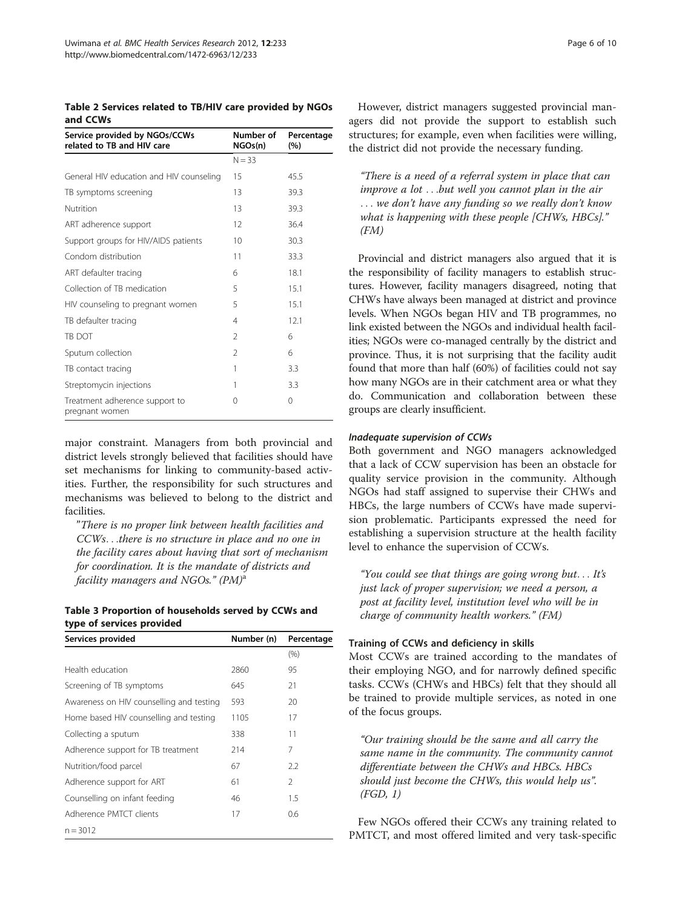**Table 2 Services related to TB/HIV care provided by NGOs and CCWs**

| Service provided by NGOs/CCWs related to TB and HIV care | Number of NGOs(n) | Percentage (%) |
|---|---|---|
| | N = 33 | |
| General HIV education and HIV counseling | 15 | 45.5 |
| TB symptoms screening | 13 | 39.3 |
| Nutrition | 13 | 39.3 |
| ART adherence support | 12 | 36.4 |
| Support groups for HIV/AIDS patients | 10 | 30.3 |
| Condom distribution | 11 | 33.3 |
| ART defaulter tracing | 6 | 18.1 |
| Collection of TB medication | 5 | 15.1 |
| HIV counseling to pregnant women | 5 | 15.1 |
| TB defaulter tracing | 4 | 12.1 |
| TB DOT | 2 | 6 |
| Sputum collection | 2 | 6 |
| TB contact tracing | 1 | 3.3 |
| Streptomycin injections | 1 | 3.3 |
| Treatment adherence support to pregnant women | 0 | 0 |

major constraint. Managers from both provincial and district levels strongly believed that facilities should have set mechanisms for linking to community-based activities. Further, the responsibility for such structures and mechanisms was believed to belong to the district and facilities.

> "There is no proper link between health facilities and CCWs…there is no structure in place and no one in the facility cares about having that sort of mechanism for coordination. It is the mandate of districts and facility managers and NGOs." (PM)[a]

**Table 3 Proportion of households served by CCWs and type of services provided**

| Services provided | Number (n) | Percentage |
|---|---|---|
| | | (%) |
| Health education | 2860 | 95 |
| Screening of TB symptoms | 645 | 21 |
| Awareness on HIV counselling and testing | 593 | 20 |
| Home based HIV counselling and testing | 1105 | 17 |
| Collecting a sputum | 338 | 11 |
| Adherence support for TB treatment | 214 | 7 |
| Nutrition/food parcel | 67 | 2.2 |
| Adherence support for ART | 61 | 2 |
| Counselling on infant feeding | 46 | 1.5 |
| Adherence PMTCT clients | 17 | 0.6 |
| n = 3012 | | |

However, district managers suggested provincial managers did not provide the support to establish such structures; for example, even when facilities were willing, the district did not provide the necessary funding.

> "There is a need of a referral system in place that can improve a lot …but well you cannot plan in the air … we don't have any funding so we really don't know what is happening with these people [CHWs, HBCs]." (FM)

Provincial and district managers also argued that it is the responsibility of facility managers to establish structures. However, facility managers disagreed, noting that CHWs have always been managed at district and province levels. When NGOs began HIV and TB programmes, no link existed between the NGOs and individual health facilities; NGOs were co-managed centrally by the district and province. Thus, it is not surprising that the facility audit found that more than half (60%) of facilities could not say how many NGOs are in their catchment area or what they do. Communication and collaboration between these groups are clearly insufficient.

#### *Inadequate supervision of CCWs*

Both government and NGO managers acknowledged that a lack of CCW supervision has been an obstacle for quality service provision in the community. Although NGOs had staff assigned to supervise their CHWs and HBCs, the large numbers of CCWs have made supervision problematic. Participants expressed the need for establishing a supervision structure at the health facility level to enhance the supervision of CCWs.

> "You could see that things are going wrong but… It's just lack of proper supervision; we need a person, a post at facility level, institution level who will be in charge of community health workers." (FM)

### Training of CCWs and deficiency in skills

Most CCWs are trained according to the mandates of their employing NGO, and for narrowly defined specific tasks. CCWs (CHWs and HBCs) felt that they should all be trained to provide multiple services, as noted in one of the focus groups.

> "Our training should be the same and all carry the same name in the community. The community cannot differentiate between the CHWs and HBCs. HBCs should just become the CHWs, this would help us". (FGD, 1)

Few NGOs offered their CCWs any training related to PMTCT, and most offered limited and very task-specific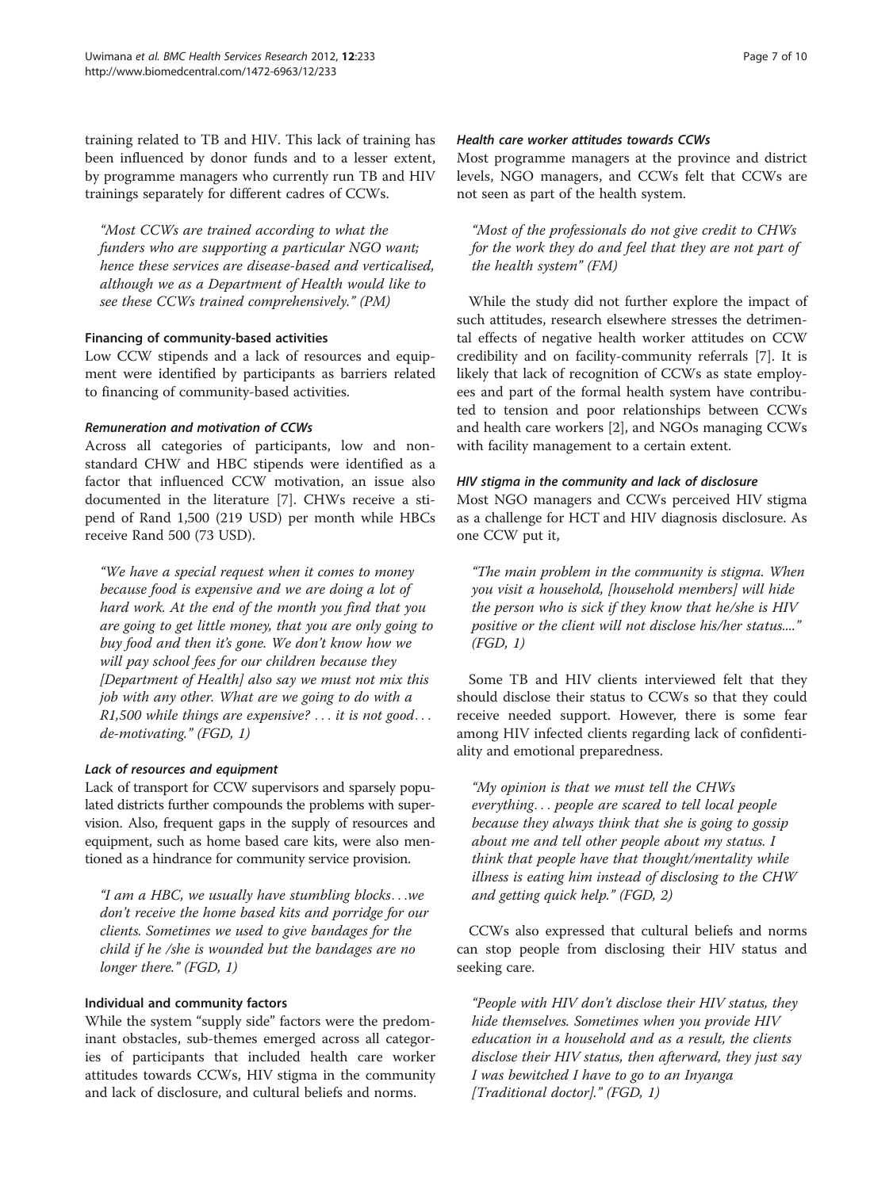training related to TB and HIV. This lack of training has been influenced by donor funds and to a lesser extent, by programme managers who currently run TB and HIV trainings separately for different cadres of CCWs.

> "Most CCWs are trained according to what the funders who are supporting a particular NGO want; hence these services are disease-based and verticalised, although we as a Department of Health would like to see these CCWs trained comprehensively." (PM)

### Financing of community-based activities

Low CCW stipends and a lack of resources and equipment were identified by participants as barriers related to financing of community-based activities.

#### *Remuneration and motivation of CCWs*

Across all categories of participants, low and non-standard CHW and HBC stipends were identified as a factor that influenced CCW motivation, an issue also documented in the literature [7]. CHWs receive a stipend of Rand 1,500 (219 USD) per month while HBCs receive Rand 500 (73 USD).

> "We have a special request when it comes to money because food is expensive and we are doing a lot of hard work. At the end of the month you find that you are going to get little money, that you are only going to buy food and then it's gone. We don't know how we will pay school fees for our children because they [Department of Health] also say we must not mix this job with any other. What are we going to do with a R1,500 while things are expensive? . . . it is not good. . . de-motivating." (FGD, 1)

#### *Lack of resources and equipment*

Lack of transport for CCW supervisors and sparsely populated districts further compounds the problems with supervision. Also, frequent gaps in the supply of resources and equipment, such as home based care kits, were also mentioned as a hindrance for community service provision.

> "I am a HBC, we usually have stumbling blocks. . .we don't receive the home based kits and porridge for our clients. Sometimes we used to give bandages for the child if he /she is wounded but the bandages are no longer there." (FGD, 1)

### Individual and community factors

While the system "supply side" factors were the predominant obstacles, sub-themes emerged across all categories of participants that included health care worker attitudes towards CCWs, HIV stigma in the community and lack of disclosure, and cultural beliefs and norms.

#### *Health care worker attitudes towards CCWs*

Most programme managers at the province and district levels, NGO managers, and CCWs felt that CCWs are not seen as part of the health system.

> "Most of the professionals do not give credit to CHWs for the work they do and feel that they are not part of the health system" (FM)

While the study did not further explore the impact of such attitudes, research elsewhere stresses the detrimental effects of negative health worker attitudes on CCW credibility and on facility-community referrals [7]. It is likely that lack of recognition of CCWs as state employees and part of the formal health system have contributed to tension and poor relationships between CCWs and health care workers [2], and NGOs managing CCWs with facility management to a certain extent.

#### *HIV stigma in the community and lack of disclosure*

Most NGO managers and CCWs perceived HIV stigma as a challenge for HCT and HIV diagnosis disclosure. As one CCW put it,

> "The main problem in the community is stigma. When you visit a household, [household members] will hide the person who is sick if they know that he/she is HIV positive or the client will not disclose his/her status...." (FGD, 1)

Some TB and HIV clients interviewed felt that they should disclose their status to CCWs so that they could receive needed support. However, there is some fear among HIV infected clients regarding lack of confidentiality and emotional preparedness.

> "My opinion is that we must tell the CHWs everything. . . people are scared to tell local people because they always think that she is going to gossip about me and tell other people about my status. I think that people have that thought/mentality while illness is eating him instead of disclosing to the CHW and getting quick help." (FGD, 2)

CCWs also expressed that cultural beliefs and norms can stop people from disclosing their HIV status and seeking care.

> "People with HIV don't disclose their HIV status, they hide themselves. Sometimes when you provide HIV education in a household and as a result, the clients disclose their HIV status, then afterward, they just say I was bewitched I have to go to an Inyanga [Traditional doctor]." (FGD, 1)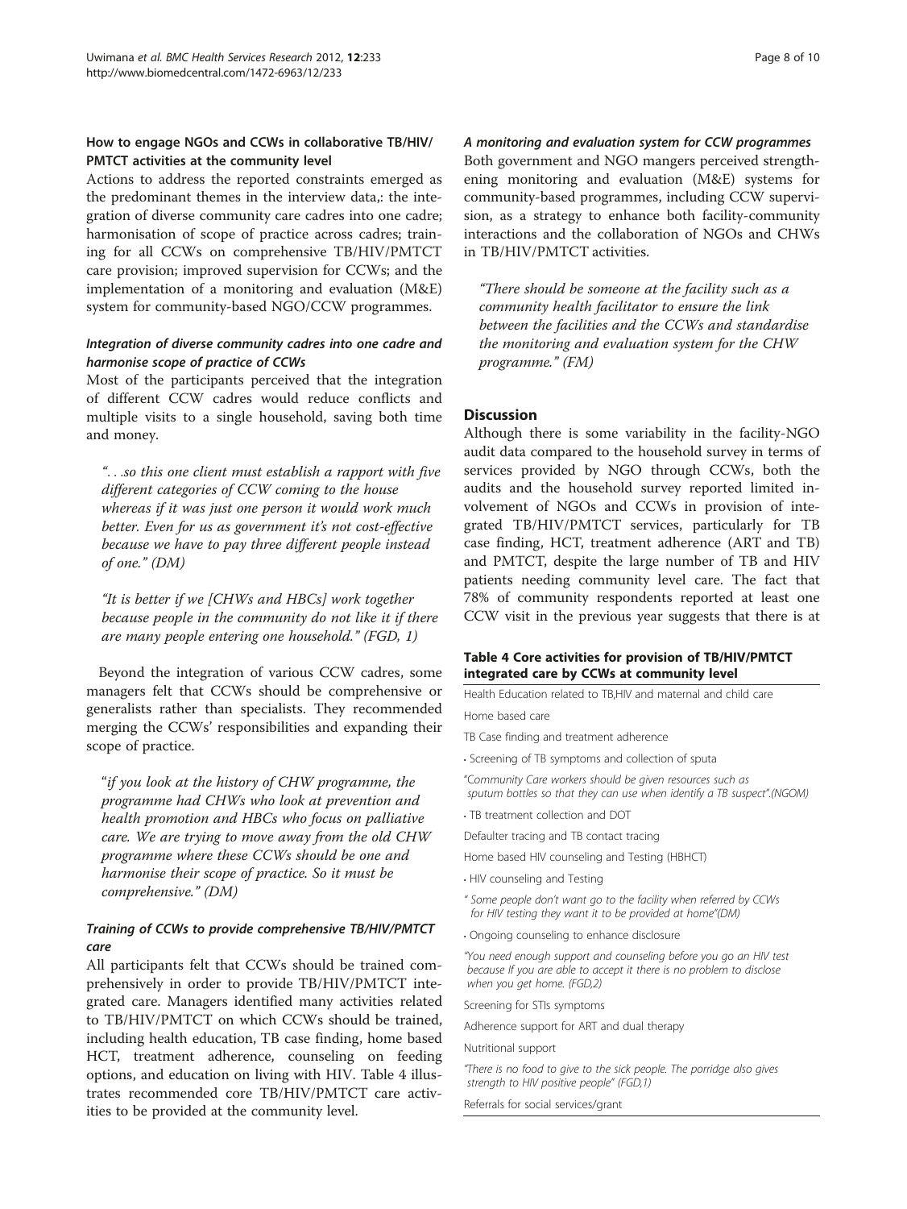### How to engage NGOs and CCWs in collaborative TB/HIV/PMTCT activities at the community level

Actions to address the reported constraints emerged as the predominant themes in the interview data,: the integration of diverse community care cadres into one cadre; harmonisation of scope of practice across cadres; training for all CCWs on comprehensive TB/HIV/PMTCT care provision; improved supervision for CCWs; and the implementation of a monitoring and evaluation (M&E) system for community-based NGO/CCW programmes.

#### *Integration of diverse community cadres into one cadre and harmonise scope of practice of CCWs*

Most of the participants perceived that the integration of different CCW cadres would reduce conflicts and multiple visits to a single household, saving both time and money.

> *"...so this one client must establish a rapport with five different categories of CCW coming to the house whereas if it was just one person it would work much better. Even for us as government it's not cost-effective because we have to pay three different people instead of one." (DM)*

> *"It is better if we [CHWs and HBCs] work together because people in the community do not like it if there are many people entering one household." (FGD, 1)*

Beyond the integration of various CCW cadres, some managers felt that CCWs should be comprehensive or generalists rather than specialists. They recommended merging the CCWs' responsibilities and expanding their scope of practice.

> *"if you look at the history of CHW programme, the programme had CHWs who look at prevention and health promotion and HBCs who focus on palliative care. We are trying to move away from the old CHW programme where these CCWs should be one and harmonise their scope of practice. So it must be comprehensive." (DM)*

#### *Training of CCWs to provide comprehensive TB/HIV/PMTCT care*

All participants felt that CCWs should be trained comprehensively in order to provide TB/HIV/PMTCT integrated care. Managers identified many activities related to TB/HIV/PMTCT on which CCWs should be trained, including health education, TB case finding, home based HCT, treatment adherence, counseling on feeding options, and education on living with HIV. Table 4 illustrates recommended core TB/HIV/PMTCT care activities to be provided at the community level.

#### *A monitoring and evaluation system for CCW programmes*

Both government and NGO mangers perceived strengthening monitoring and evaluation (M&E) systems for community-based programmes, including CCW supervision, as a strategy to enhance both facility-community interactions and the collaboration of NGOs and CHWs in TB/HIV/PMTCT activities.

> *"There should be someone at the facility such as a community health facilitator to ensure the link between the facilities and the CCWs and standardise the monitoring and evaluation system for the CHW programme." (FM)*

## Discussion

Although there is some variability in the facility-NGO audit data compared to the household survey in terms of services provided by NGO through CCWs, both the audits and the household survey reported limited involvement of NGOs and CCWs in provision of integrated TB/HIV/PMTCT services, particularly for TB case finding, HCT, treatment adherence (ART and TB) and PMTCT, despite the large number of TB and HIV patients needing community level care. The fact that 78% of community respondents reported at least one CCW visit in the previous year suggests that there is at

**Table 4 Core activities for provision of TB/HIV/PMTCT integrated care by CCWs at community level**

| |
|---|
| Health Education related to TB,HIV and maternal and child care |
| Home based care |
| TB Case finding and treatment adherence |
| • Screening of TB symptoms and collection of sputa |
| *"Community Care workers should be given resources such as sputum bottles so that they can use when identify a TB suspect".(NGOM)* |
| • TB treatment collection and DOT |
| Defaulter tracing and TB contact tracing |
| Home based HIV counseling and Testing (HBHCT) |
| • HIV counseling and Testing |
| *" Some people don't want go to the facility when referred by CCWs for HIV testing they want it to be provided at home"(DM)* |
| • Ongoing counseling to enhance disclosure |
| *"You need enough support and counseling before you go an HIV test because If you are able to accept it there is no problem to disclose when you get home. (FGD,2)* |
| Screening for STIs symptoms |
| Adherence support for ART and dual therapy |
| Nutritional support |
| *"There is no food to give to the sick people. The porridge also gives strength to HIV positive people" (FGD,1)* |
| Referrals for social services/grant |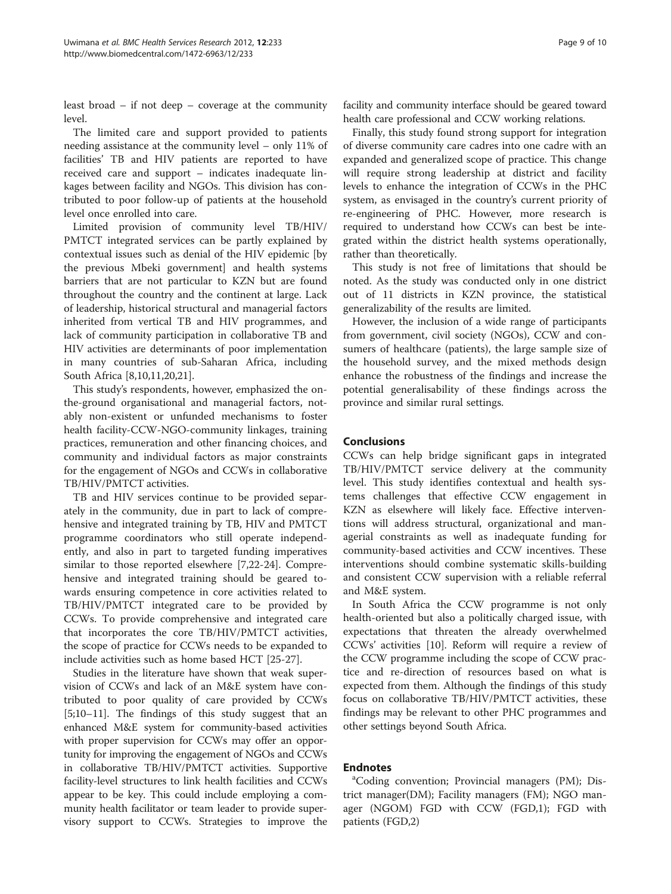least broad – if not deep – coverage at the community level.

The limited care and support provided to patients needing assistance at the community level – only 11% of facilities' TB and HIV patients are reported to have received care and support – indicates inadequate linkages between facility and NGOs. This division has contributed to poor follow-up of patients at the household level once enrolled into care.

Limited provision of community level TB/HIV/PMTCT integrated services can be partly explained by contextual issues such as denial of the HIV epidemic [by the previous Mbeki government] and health systems barriers that are not particular to KZN but are found throughout the country and the continent at large. Lack of leadership, historical structural and managerial factors inherited from vertical TB and HIV programmes, and lack of community participation in collaborative TB and HIV activities are determinants of poor implementation in many countries of sub-Saharan Africa, including South Africa [8,10,11,20,21].

This study's respondents, however, emphasized the on-the-ground organisational and managerial factors, notably non-existent or unfunded mechanisms to foster health facility-CCW-NGO-community linkages, training practices, remuneration and other financing choices, and community and individual factors as major constraints for the engagement of NGOs and CCWs in collaborative TB/HIV/PMTCT activities.

TB and HIV services continue to be provided separately in the community, due in part to lack of comprehensive and integrated training by TB, HIV and PMTCT programme coordinators who still operate independently, and also in part to targeted funding imperatives similar to those reported elsewhere [7,22-24]. Comprehensive and integrated training should be geared towards ensuring competence in core activities related to TB/HIV/PMTCT integrated care to be provided by CCWs. To provide comprehensive and integrated care that incorporates the core TB/HIV/PMTCT activities, the scope of practice for CCWs needs to be expanded to include activities such as home based HCT [25-27].

Studies in the literature have shown that weak supervision of CCWs and lack of an M&E system have contributed to poor quality of care provided by CCWs [5;10–11]. The findings of this study suggest that an enhanced M&E system for community-based activities with proper supervision for CCWs may offer an opportunity for improving the engagement of NGOs and CCWs in collaborative TB/HIV/PMTCT activities. Supportive facility-level structures to link health facilities and CCWs appear to be key. This could include employing a community health facilitator or team leader to provide supervisory support to CCWs. Strategies to improve the facility and community interface should be geared toward health care professional and CCW working relations.

Finally, this study found strong support for integration of diverse community care cadres into one cadre with an expanded and generalized scope of practice. This change will require strong leadership at district and facility levels to enhance the integration of CCWs in the PHC system, as envisaged in the country's current priority of re-engineering of PHC. However, more research is required to understand how CCWs can best be integrated within the district health systems operationally, rather than theoretically.

This study is not free of limitations that should be noted. As the study was conducted only in one district out of 11 districts in KZN province, the statistical generalizability of the results are limited.

However, the inclusion of a wide range of participants from government, civil society (NGOs), CCW and consumers of healthcare (patients), the large sample size of the household survey, and the mixed methods design enhance the robustness of the findings and increase the potential generalisability of these findings across the province and similar rural settings.

## Conclusions

CCWs can help bridge significant gaps in integrated TB/HIV/PMTCT service delivery at the community level. This study identifies contextual and health systems challenges that effective CCW engagement in KZN as elsewhere will likely face. Effective interventions will address structural, organizational and managerial constraints as well as inadequate funding for community-based activities and CCW incentives. These interventions should combine systematic skills-building and consistent CCW supervision with a reliable referral and M&E system.

In South Africa the CCW programme is not only health-oriented but also a politically charged issue, with expectations that threaten the already overwhelmed CCWs' activities [10]. Reform will require a review of the CCW programme including the scope of CCW practice and re-direction of resources based on what is expected from them. Although the findings of this study focus on collaborative TB/HIV/PMTCT activities, these findings may be relevant to other PHC programmes and other settings beyond South Africa.

## Endnotes

[a]Coding convention; Provincial managers (PM); District manager(DM); Facility managers (FM); NGO manager (NGOM) FGD with CCW (FGD,1); FGD with patients (FGD,2)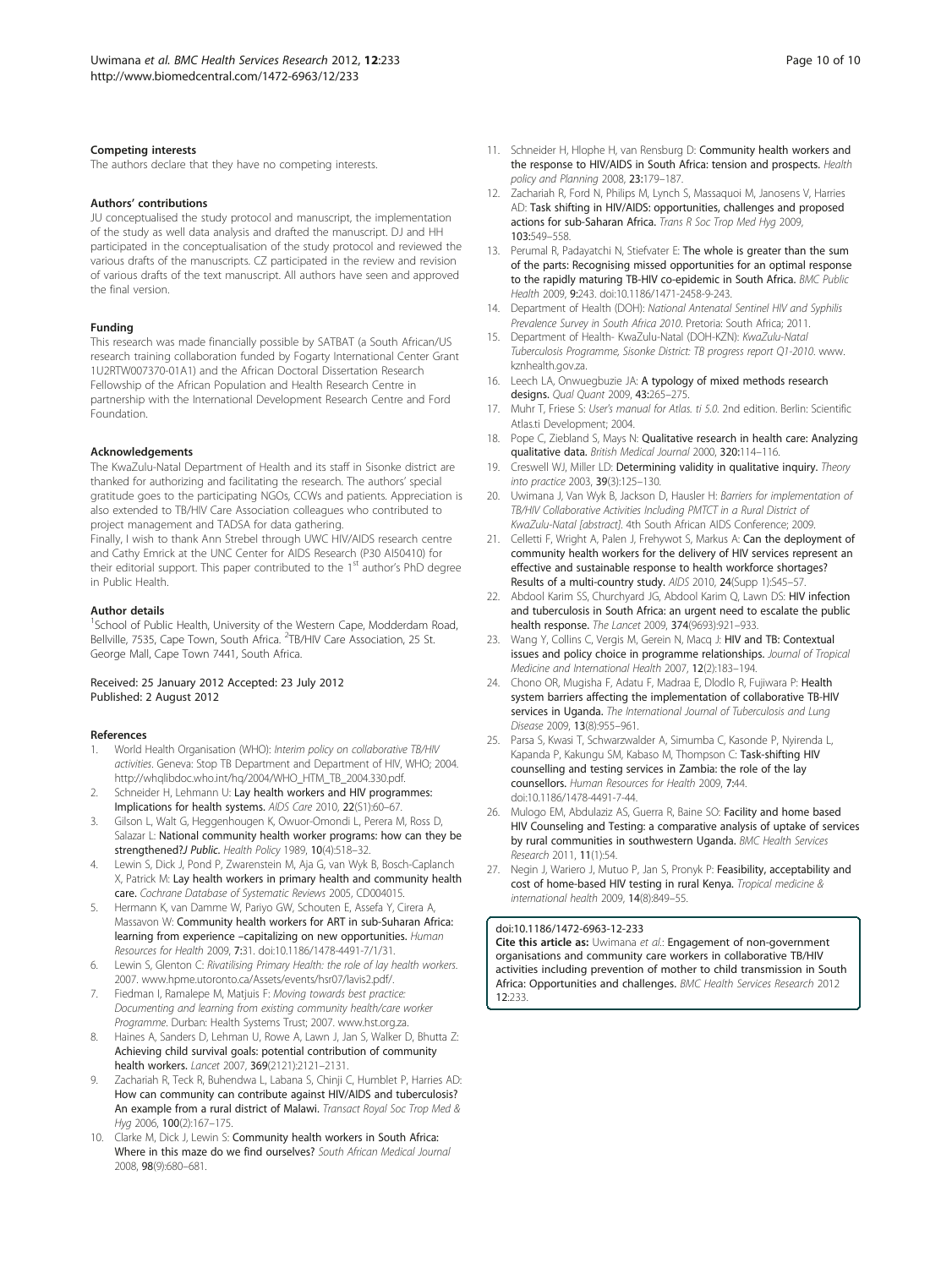#### Competing interests

The authors declare that they have no competing interests.

#### Authors' contributions

JU conceptualised the study protocol and manuscript, the implementation of the study as well data analysis and drafted the manuscript. DJ and HH participated in the conceptualisation of the study protocol and reviewed the various drafts of the manuscripts. CZ participated in the review and revision of various drafts of the text manuscript. All authors have seen and approved the final version.

#### Funding

This research was made financially possible by SATBAT (a South African/US research training collaboration funded by Fogarty International Center Grant 1U2RTW007370-01A1) and the African Doctoral Dissertation Research Fellowship of the African Population and Health Research Centre in partnership with the International Development Research Centre and Ford Foundation.

#### Acknowledgements

The KwaZulu-Natal Department of Health and its staff in Sisonke district are thanked for authorizing and facilitating the research. The authors' special gratitude goes to the participating NGOs, CCWs and patients. Appreciation is also extended to TB/HIV Care Association colleagues who contributed to project management and TADSA for data gathering.
Finally, I wish to thank Ann Strebel through UWC HIV/AIDS research centre and Cathy Emrick at the UNC Center for AIDS Research (P30 AI50410) for their editorial support. This paper contributed to the 1st author's PhD degree in Public Health.

#### Author details

[1]School of Public Health, University of the Western Cape, Modderdam Road, Bellville, 7535, Cape Town, South Africa. [2]TB/HIV Care Association, 25 St. George Mall, Cape Town 7441, South Africa.

Received: 25 January 2012 Accepted: 23 July 2012
Published: 2 August 2012

#### References

1. World Health Organisation (WHO): *Interim policy on collaborative TB/HIV activities*. Geneva: Stop TB Department and Department of HIV, WHO; 2004. http://whqlibdoc.who.int/hq/2004/WHO_HTM_TB_2004.330.pdf.
2. Schneider H, Lehmann U: **Lay health workers and HIV programmes: Implications for health systems.** *AIDS Care* 2010, **22**(S1):60–67.
3. Gilson L, Walt G, Heggenhougen K, Owuor-Omondi L, Perera M, Ross D, Salazar L: **National community health worker programs: how can they be strengthened?** *J Public. Health Policy* 1989, **10**(4):518–32.
4. Lewin S, Dick J, Pond P, Zwarenstein M, Aja G, van Wyk B, Bosch-Caplanch X, Patrick M: **Lay health workers in primary health and community health care.** *Cochrane Database of Systematic Reviews* 2005, CD004015.
5. Hermann K, van Damme W, Pariyo GW, Schouten E, Assefa Y, Cirera A, Massavon W: **Community health workers for ART in sub-Suharan Africa: learning from experience –capitalizing on new opportunities.** *Human Resources for Health* 2009, **7**:31. doi:10.1186/1478-4491-7/1/31.
6. Lewin S, Glenton C: *Rivatilising Primary Health: the role of lay health workers*. 2007. www.hpme.utoronto.ca/Assets/events/hsr07/lavis2.pdf/.
7. Fiedman I, Ramalepe M, Matjuis F: *Moving towards best practice: Documenting and learning from existing community health/care worker Programme*. Durban: Health Systems Trust; 2007. www.hst.org.za.
8. Haines A, Sanders D, Lehman U, Rowe A, Lawn J, Jan S, Walker D, Bhutta Z: **Achieving child survival goals: potential contribution of community health workers.** *Lancet* 2007, **369**(2121):2121–2131.
9. Zachariah R, Teck R, Buhendwa L, Labana S, Chinji C, Humblet P, Harries AD: **How can community can contribute against HIV/AIDS and tuberculosis? An example from a rural district of Malawi.** *Transact Royal Soc Trop Med & Hyg* 2006, **100**(2):167–175.
10. Clarke M, Dick J, Lewin S: **Community health workers in South Africa: Where in this maze do we find ourselves?** *South African Medical Journal* 2008, **98**(9):680–681.
11. Schneider H, Hlophe H, van Rensburg D: **Community health workers and the response to HIV/AIDS in South Africa: tension and prospects.** *Health policy and Planning* 2008, **23**:179–187.
12. Zachariah R, Ford N, Philips M, Lynch S, Massaquoi M, Janosens V, Harries AD: **Task shifting in HIV/AIDS: opportunities, challenges and proposed actions for sub-Saharan Africa.** *Trans R Soc Trop Med Hyg* 2009, **103**:549–558.
13. Perumal R, Padayatchi N, Stiefvater E: **The whole is greater than the sum of the parts: Recognising missed opportunities for an optimal response to the rapidly maturing TB-HIV co-epidemic in South Africa.** *BMC Public Health* 2009, **9**:243. doi:10.1186/1471-2458-9-243.
14. Department of Health (DOH): *National Antenatal Sentinel HIV and Syphilis Prevalence Survey in South Africa 2010*. Pretoria: South Africa; 2011.
15. Department of Health- KwaZulu-Natal (DOH-KZN): *KwaZulu-Natal Tuberculosis Programme, Sisonke District: TB progress report Q1-2010*. www.kznhealth.gov.za.
16. Leech LA, Onwuegbuzie JA: **A typology of mixed methods research designs.** *Qual Quant* 2009, **43**:265–275.
17. Muhr T, Friese S: *User's manual for Atlas. ti 5.0*. 2nd edition. Berlin: Scientific Atlas.ti Development; 2004.
18. Pope C, Ziebland S, Mays N: **Qualitative research in health care: Analyzing qualitative data.** *British Medical Journal* 2000, **320**:114–116.
19. Creswell WJ, Miller LD: **Determining validity in qualitative inquiry.** *Theory into practice* 2003, **39**(3):125–130.
20. Uwimana J, Van Wyk B, Jackson D, Hausler H: *Barriers for implementation of TB/HIV Collaborative Activities Including PMTCT in a Rural District of KwaZulu-Natal [abstract]*. 4th South African AIDS Conference; 2009.
21. Celletti F, Wright A, Palen J, Frehywot S, Markus A: **Can the deployment of community health workers for the delivery of HIV services represent an effective and sustainable response to health workforce shortages? Results of a multi-country study.** *AIDS* 2010, **24**(Supp 1):S45–57.
22. Abdool Karim SS, Churchyard JG, Abdool Karim Q, Lawn DS: **HIV infection and tuberculosis in South Africa: an urgent need to escalate the public health response.** *The Lancet* 2009, **374**(9693):921–933.
23. Wang Y, Collins C, Vergis M, Gerein N, Macq J: **HIV and TB: Contextual issues and policy choice in programme relationships.** *Journal of Tropical Medicine and International Health* 2007, **12**(2):183–194.
24. Chono OR, Mugisha F, Adatu F, Madraa E, Dlodlo R, Fujiwara P: **Health system barriers affecting the implementation of collaborative TB-HIV services in Uganda.** *The International Journal of Tuberculosis and Lung Disease* 2009, **13**(8):955–961.
25. Parsa S, Kwasi T, Schwarzwalder A, Simumba C, Kasonde P, Nyirenda L, Kapanda P, Kakungu SM, Kabaso M, Thompson C: **Task-shifting HIV counselling and testing services in Zambia: the role of the lay counsellors.** *Human Resources for Health* 2009, **7**:44. doi:10.1186/1478-4491-7-44.
26. Mulogo EM, Abdulaziz AS, Guerra R, Baine SO: **Facility and home based HIV Counseling and Testing: a comparative analysis of uptake of services by rural communities in southwestern Uganda.** *BMC Health Services Research* 2011, **11**(1):54.
27. Negin J, Wariero J, Mutuo P, Jan S, Pronyk P: **Feasibility, acceptability and cost of home-based HIV testing in rural Kenya.** *Tropical medicine & international health* 2009, **14**(8):849–55.

doi:10.1186/1472-6963-12-233
**Cite this article as:** Uwimana *et al.*: Engagement of non-government organisations and community care workers in collaborative TB/HIV activities including prevention of mother to child transmission in South Africa: Opportunities and challenges. *BMC Health Services Research* 2012 **12**:233.